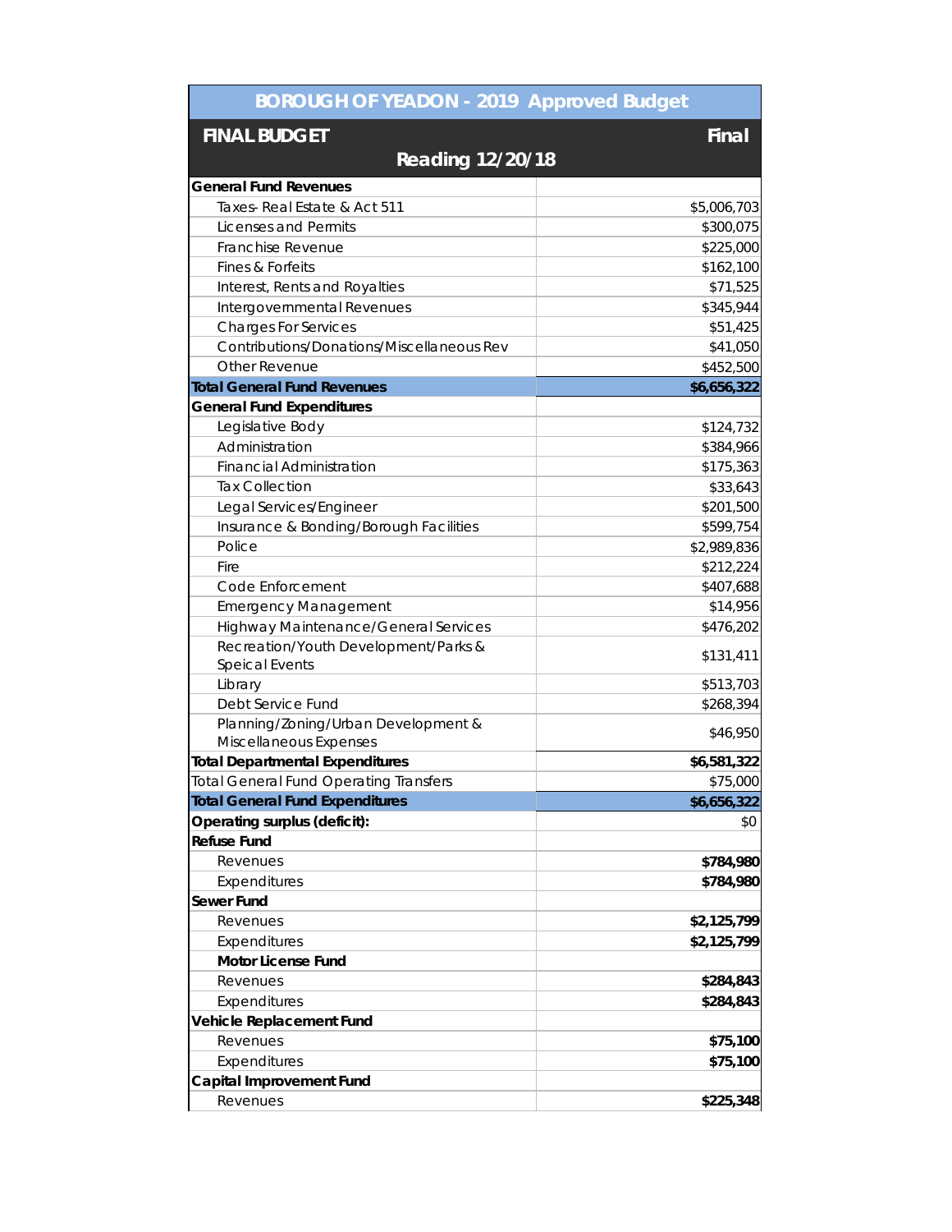| BOROUGH OF YEADON - 2019 Approved Budget | |
|---|---|
| **FINAL BUDGET** Reading 12/20/18 | **Final** |
| **General Fund Revenues** | |
| Taxes- Real Estate & Act 511 | $5,006,703 |
| Licenses and Permits | $300,075 |
| Franchise Revenue | $225,000 |
| Fines & Forfeits | $162,100 |
| Interest, Rents and Royalties | $71,525 |
| Intergovernmental Revenues | $345,944 |
| Charges For Services | $51,425 |
| Contributions/Donations/Miscellaneous Rev | $41,050 |
| Other Revenue | $452,500 |
| **Total General Fund Revenues** | **$6,656,322** |
| **General Fund Expenditures** | |
| Legislative Body | $124,732 |
| Administration | $384,966 |
| Financial Administration | $175,363 |
| Tax Collection | $33,643 |
| Legal Services/Engineer | $201,500 |
| Insurance & Bonding/Borough Facilities | $599,754 |
| Police | $2,989,836 |
| Fire | $212,224 |
| Code Enforcement | $407,688 |
| Emergency Management | $14,956 |
| Highway Maintenance/General Services | $476,202 |
| Recreation/Youth Development/Parks & Speical Events | $131,411 |
| Library | $513,703 |
| Debt Service Fund | $268,394 |
| Planning/Zoning/Urban Development & Miscellaneous Expenses | $46,950 |
| **Total Departmental Expenditures** | **$6,581,322** |
| Total General Fund Operating Transfers | $75,000 |
| **Total General Fund Expenditures** | **$6,656,322** |
| **Operating surplus (deficit):** | $0 |
| **Refuse Fund** | |
| Revenues | **$784,980** |
| Expenditures | **$784,980** |
| **Sewer Fund** | |
| Revenues | **$2,125,799** |
| Expenditures | **$2,125,799** |
| **Motor License Fund** | |
| Revenues | **$284,843** |
| Expenditures | **$284,843** |
| **Vehicle Replacement Fund** | |
| Revenues | **$75,100** |
| Expenditures | **$75,100** |
| **Capital Improvement Fund** | |
| Revenues | **$225,348** |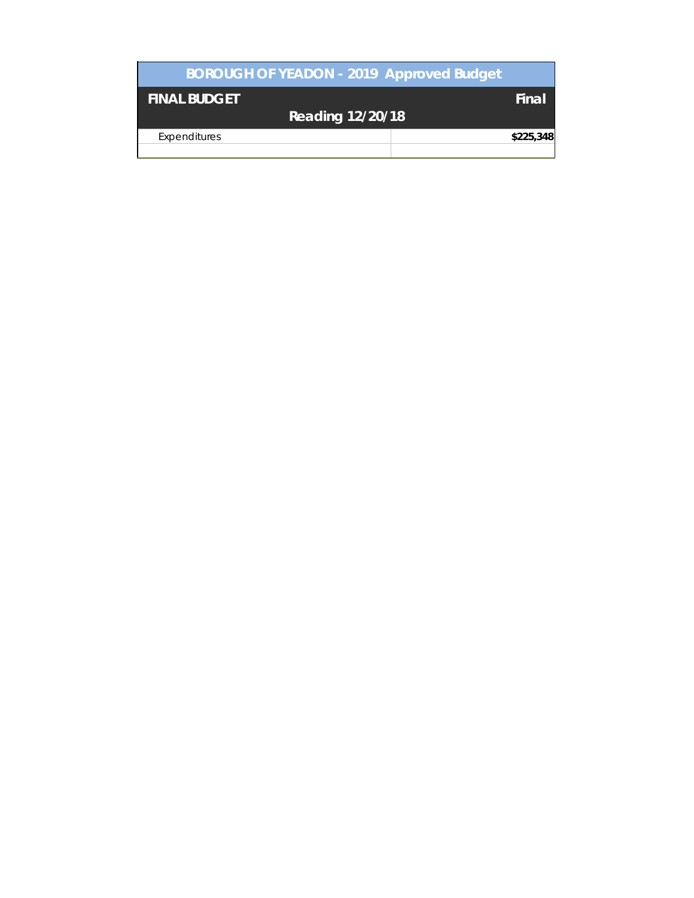| BOROUGH OF YEADON - 2019 Approved Budget | |
|---|---|
| **FINAL BUDGET** | **Final Reading 12/20/18** |
| Expenditures | **$225,348** |
| | |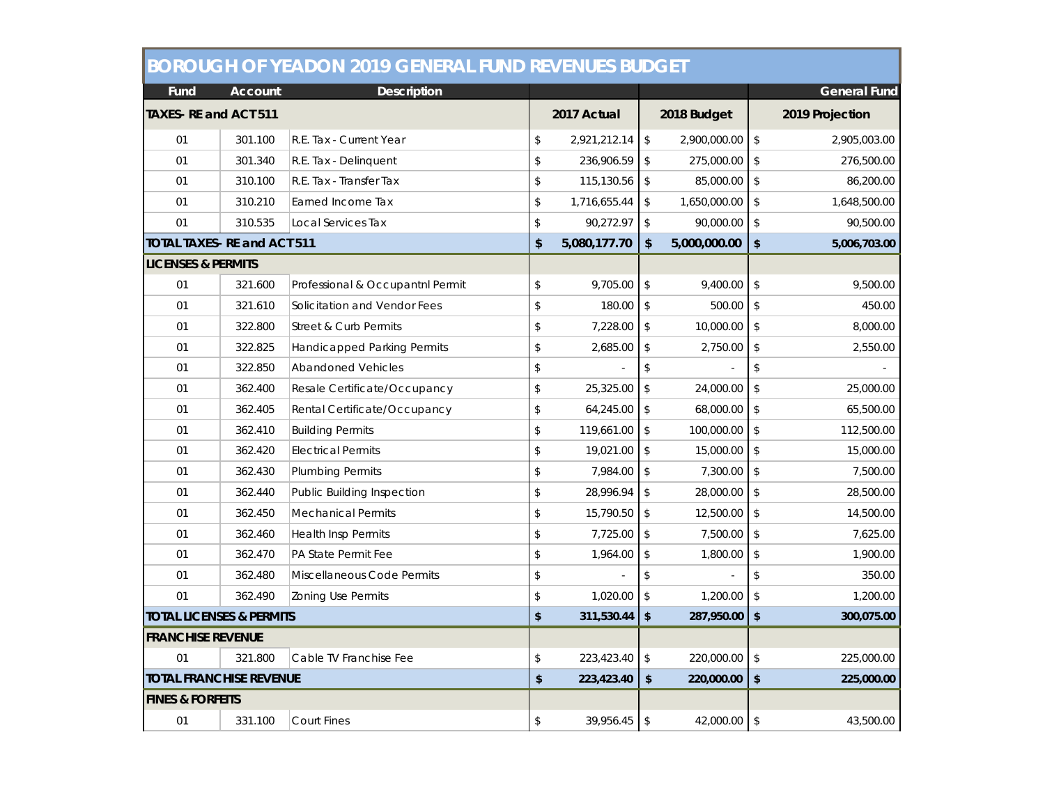# BOROUGH OF YEADON 2019 GENERAL FUND REVENUES BUDGET

| Fund | Account | Description | | General Fund | |
|---|---|---|---|---|---|
| **TAXES- RE and ACT 511** | | | **2017 Actual** | **2018 Budget** | **2019 Projection** |
| 01 | 301.100 | R.E. Tax - Current Year | $ 2,921,212.14 | $ 2,900,000.00 | $ 2,905,003.00 |
| 01 | 301.340 | R.E. Tax - Delinquent | $ 236,906.59 | $ 275,000.00 | $ 276,500.00 |
| 01 | 310.100 | R.E. Tax - Transfer Tax | $ 115,130.56 | $ 85,000.00 | $ 86,200.00 |
| 01 | 310.210 | Earned Income Tax | $ 1,716,655.44 | $ 1,650,000.00 | $ 1,648,500.00 |
| 01 | 310.535 | Local Services Tax | $ 90,272.97 | $ 90,000.00 | $ 90,500.00 |
| **TOTAL TAXES- RE and ACT 511** | | | **$ 5,080,177.70** | **$ 5,000,000.00** | **$ 5,006,703.00** |
| **LICENSES & PERMITS** | | | | | |
| 01 | 321.600 | Professional & Occupantnl Permit | $ 9,705.00 | $ 9,400.00 | $ 9,500.00 |
| 01 | 321.610 | Solicitation and Vendor Fees | $ 180.00 | $ 500.00 | $ 450.00 |
| 01 | 322.800 | Street & Curb Permits | $ 7,228.00 | $ 10,000.00 | $ 8,000.00 |
| 01 | 322.825 | Handicapped Parking Permits | $ 2,685.00 | $ 2,750.00 | $ 2,550.00 |
| 01 | 322.850 | Abandoned Vehicles | $ - | $ - | $ - |
| 01 | 362.400 | Resale Certificate/Occupancy | $ 25,325.00 | $ 24,000.00 | $ 25,000.00 |
| 01 | 362.405 | Rental Certificate/Occupancy | $ 64,245.00 | $ 68,000.00 | $ 65,500.00 |
| 01 | 362.410 | Building Permits | $ 119,661.00 | $ 100,000.00 | $ 112,500.00 |
| 01 | 362.420 | Electrical Permits | $ 19,021.00 | $ 15,000.00 | $ 15,000.00 |
| 01 | 362.430 | Plumbing Permits | $ 7,984.00 | $ 7,300.00 | $ 7,500.00 |
| 01 | 362.440 | Public Building Inspection | $ 28,996.94 | $ 28,000.00 | $ 28,500.00 |
| 01 | 362.450 | Mechanical Permits | $ 15,790.50 | $ 12,500.00 | $ 14,500.00 |
| 01 | 362.460 | Health Insp Permits | $ 7,725.00 | $ 7,500.00 | $ 7,625.00 |
| 01 | 362.470 | PA State Permit Fee | $ 1,964.00 | $ 1,800.00 | $ 1,900.00 |
| 01 | 362.480 | Miscellaneous Code Permits | $ - | $ - | $ 350.00 |
| 01 | 362.490 | Zoning Use Permits | $ 1,020.00 | $ 1,200.00 | $ 1,200.00 |
| **TOTAL LICENSES & PERMITS** | | | **$ 311,530.44** | **$ 287,950.00** | **$ 300,075.00** |
| **FRANCHISE REVENUE** | | | | | |
| 01 | 321.800 | Cable TV Franchise Fee | $ 223,423.40 | $ 220,000.00 | $ 225,000.00 |
| **TOTAL FRANCHISE REVENUE** | | | **$ 223,423.40** | **$ 220,000.00** | **$ 225,000.00** |
| **FINES & FORFEITS** | | | | | |
| 01 | 331.100 | Court Fines | $ 39,956.45 | $ 42,000.00 | $ 43,500.00 |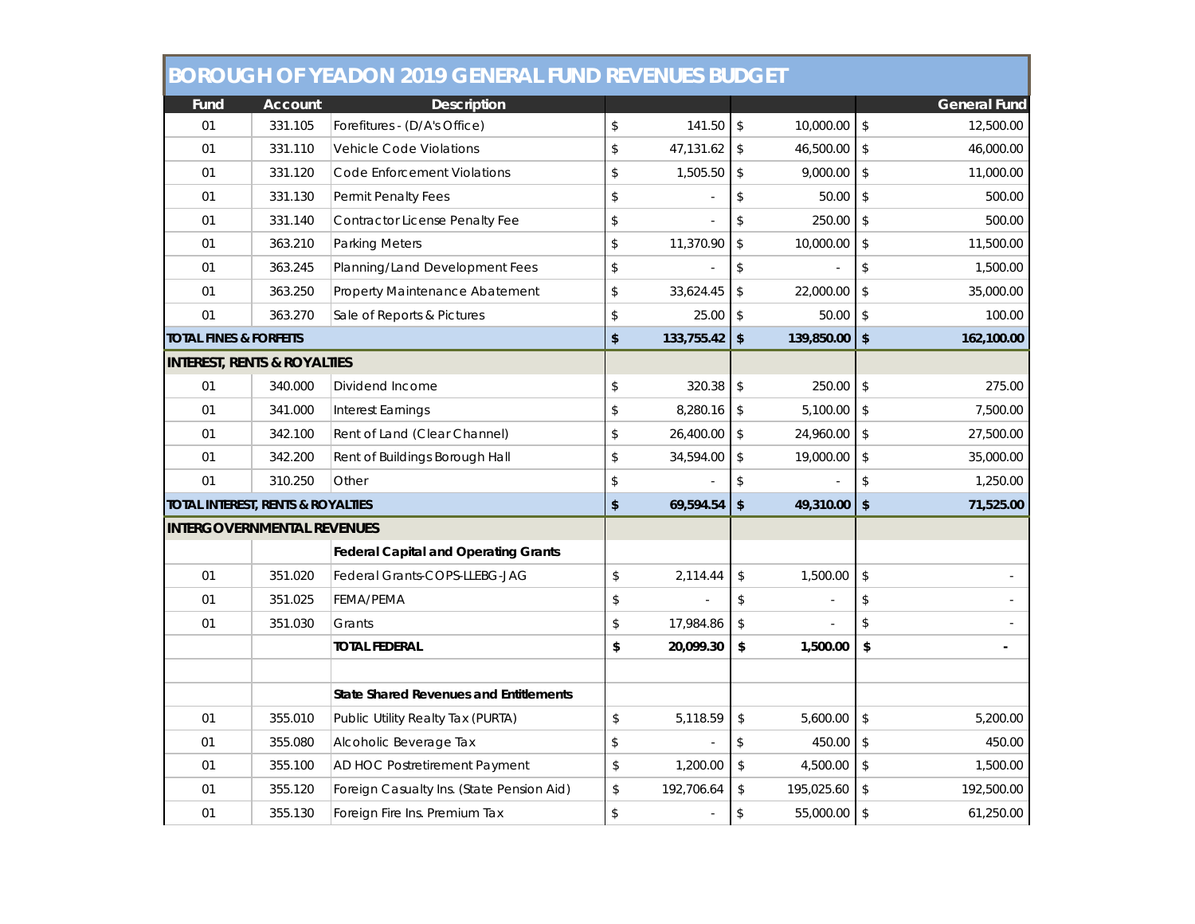# BOROUGH OF YEADON 2019 GENERAL FUND REVENUES BUDGET

| Fund | Account | Description | | | General Fund |
|---|---|---|---|---|---|
| 01 | 331.105 | Forefitures - (D/A's Office) | $ 141.50 | $ 10,000.00 | $ 12,500.00 |
| 01 | 331.110 | Vehicle Code Violations | $ 47,131.62 | $ 46,500.00 | $ 46,000.00 |
| 01 | 331.120 | Code Enforcement Violations | $ 1,505.50 | $ 9,000.00 | $ 11,000.00 |
| 01 | 331.130 | Permit Penalty Fees | $ - | $ 50.00 | $ 500.00 |
| 01 | 331.140 | Contractor License Penalty Fee | $ - | $ 250.00 | $ 500.00 |
| 01 | 363.210 | Parking Meters | $ 11,370.90 | $ 10,000.00 | $ 11,500.00 |
| 01 | 363.245 | Planning/Land Development Fees | $ - | $ - | $ 1,500.00 |
| 01 | 363.250 | Property Maintenance Abatement | $ 33,624.45 | $ 22,000.00 | $ 35,000.00 |
| 01 | 363.270 | Sale of Reports & Pictures | $ 25.00 | $ 50.00 | $ 100.00 |
| **TOTAL FINES & FORFEITS** | | | **$ 133,755.42** | **$ 139,850.00** | **$ 162,100.00** |
| **INTEREST, RENTS & ROYALTIES** | | | | | |
| 01 | 340.000 | Dividend Income | $ 320.38 | $ 250.00 | $ 275.00 |
| 01 | 341.000 | Interest Earnings | $ 8,280.16 | $ 5,100.00 | $ 7,500.00 |
| 01 | 342.100 | Rent of Land (Clear Channel) | $ 26,400.00 | $ 24,960.00 | $ 27,500.00 |
| 01 | 342.200 | Rent of Buildings Borough Hall | $ 34,594.00 | $ 19,000.00 | $ 35,000.00 |
| 01 | 310.250 | Other | $ - | $ - | $ 1,250.00 |
| **TOTAL INTEREST, RENTS & ROYALTIES** | | | **$ 69,594.54** | **$ 49,310.00** | **$ 71,525.00** |
| **INTERGOVERNMENTAL REVENUES** | | | | | |
| | | **Federal Capital and Operating Grants** | | | |
| 01 | 351.020 | Federal Grants-COPS-LLEBG-JAG | $ 2,114.44 | $ 1,500.00 | $ - |
| 01 | 351.025 | FEMA/PEMA | $ - | $ - | $ - |
| 01 | 351.030 | Grants | $ 17,984.86 | $ - | $ - |
| | | **TOTAL FEDERAL** | **$ 20,099.30** | **$ 1,500.00** | **$ -** |
| | | | | | |
| | | **State Shared Revenues and Entitlements** | | | |
| 01 | 355.010 | Public Utility Realty Tax (PURTA) | $ 5,118.59 | $ 5,600.00 | $ 5,200.00 |
| 01 | 355.080 | Alcoholic Beverage Tax | $ - | $ 450.00 | $ 450.00 |
| 01 | 355.100 | AD HOC Postretirement Payment | $ 1,200.00 | $ 4,500.00 | $ 1,500.00 |
| 01 | 355.120 | Foreign Casualty Ins. (State Pension Aid) | $ 192,706.64 | $ 195,025.60 | $ 192,500.00 |
| 01 | 355.130 | Foreign Fire Ins. Premium Tax | $ - | $ 55,000.00 | $ 61,250.00 |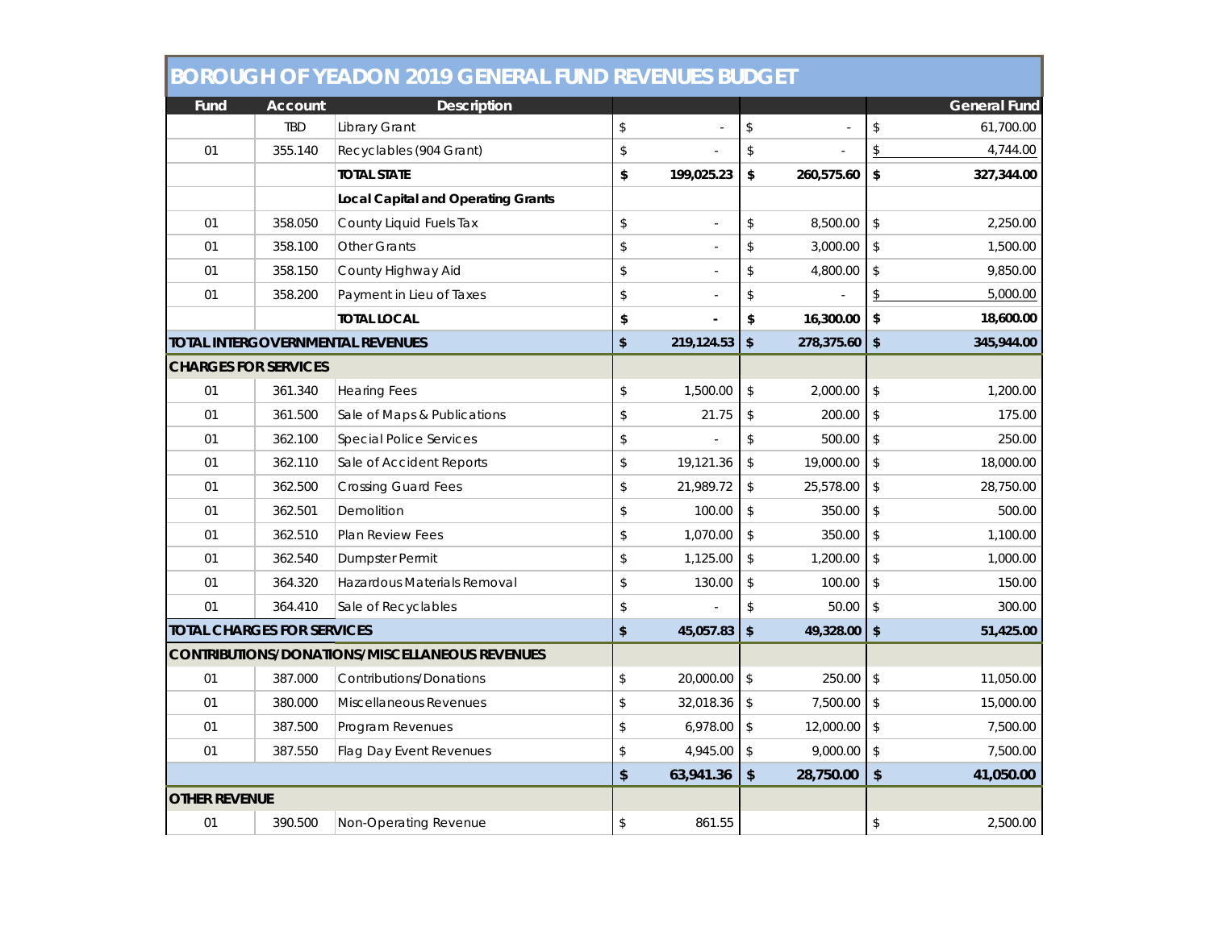# BOROUGH OF YEADON 2019 GENERAL FUND REVENUES BUDGET

| Fund | Account | Description | | | General Fund |
|---|---|---|---|---|---|
| | TBD | Library Grant | $ - | $ - | $ 61,700.00 |
| 01 | 355.140 | Recyclables (904 Grant) | $ - | $ - | $ 4,744.00 |
| | | **TOTAL STATE** | **$ 199,025.23** | **$ 260,575.60** | **$ 327,344.00** |
| | | **Local Capital and Operating Grants** | | | |
| 01 | 358.050 | County Liquid Fuels Tax | $ - | $ 8,500.00 | $ 2,250.00 |
| 01 | 358.100 | Other Grants | $ - | $ 3,000.00 | $ 1,500.00 |
| 01 | 358.150 | County Highway Aid | $ - | $ 4,800.00 | $ 9,850.00 |
| 01 | 358.200 | Payment in Lieu of Taxes | $ - | $ - | $ 5,000.00 |
| | | **TOTAL LOCAL** | **$ -** | **$ 16,300.00** | **$ 18,600.00** |
| **TOTAL INTERGOVERNMENTAL REVENUES** | | | **$ 219,124.53** | **$ 278,375.60** | **$ 345,944.00** |
| **CHARGES FOR SERVICES** | | | | | |
| 01 | 361.340 | Hearing Fees | $ 1,500.00 | $ 2,000.00 | $ 1,200.00 |
| 01 | 361.500 | Sale of Maps & Publications | $ 21.75 | $ 200.00 | $ 175.00 |
| 01 | 362.100 | Special Police Services | $ - | $ 500.00 | $ 250.00 |
| 01 | 362.110 | Sale of Accident Reports | $ 19,121.36 | $ 19,000.00 | $ 18,000.00 |
| 01 | 362.500 | Crossing Guard Fees | $ 21,989.72 | $ 25,578.00 | $ 28,750.00 |
| 01 | 362.501 | Demolition | $ 100.00 | $ 350.00 | $ 500.00 |
| 01 | 362.510 | Plan Review Fees | $ 1,070.00 | $ 350.00 | $ 1,100.00 |
| 01 | 362.540 | Dumpster Permit | $ 1,125.00 | $ 1,200.00 | $ 1,000.00 |
| 01 | 364.320 | Hazardous Materials Removal | $ 130.00 | $ 100.00 | $ 150.00 |
| 01 | 364.410 | Sale of Recyclables | $ - | $ 50.00 | $ 300.00 |
| **TOTAL CHARGES FOR SERVICES** | | | **$ 45,057.83** | **$ 49,328.00** | **$ 51,425.00** |
| **CONTRIBUTIONS/DONATIONS/MISCELLANEOUS REVENUES** | | | | | |
| 01 | 387.000 | Contributions/Donations | $ 20,000.00 | $ 250.00 | $ 11,050.00 |
| 01 | 380.000 | Miscellaneous Revenues | $ 32,018.36 | $ 7,500.00 | $ 15,000.00 |
| 01 | 387.500 | Program Revenues | $ 6,978.00 | $ 12,000.00 | $ 7,500.00 |
| 01 | 387.550 | Flag Day Event Revenues | $ 4,945.00 | $ 9,000.00 | $ 7,500.00 |
| | | | **$ 63,941.36** | **$ 28,750.00** | **$ 41,050.00** |
| **OTHER REVENUE** | | | | | |
| 01 | 390.500 | Non-Operating Revenue | $ 861.55 | | $ 2,500.00 |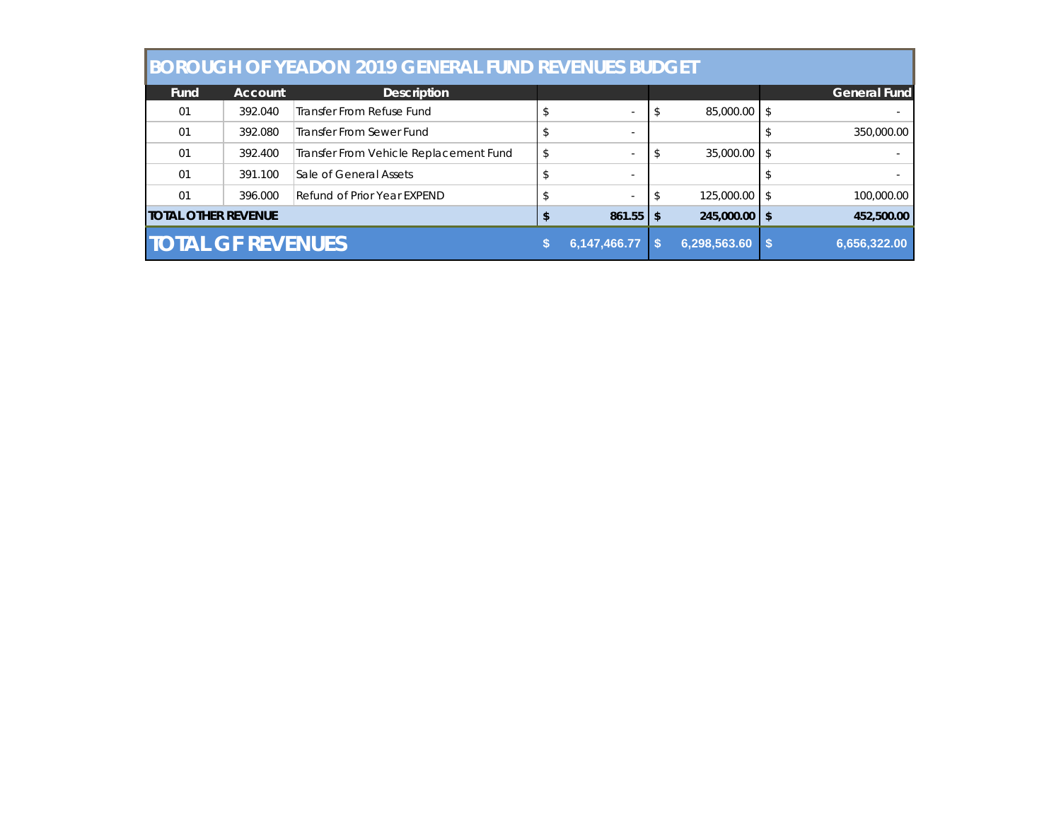| BOROUGH OF YEADON 2019 GENERAL FUND REVENUES BUDGET | | | | | | | | |
|---|---|---|---|---|---|---|---|---|
| Fund | Account | Description | | | | | | General Fund |
| 01 | 392.040 | Transfer From Refuse Fund | $ | - | $ | 85,000.00 | $ | - |
| 01 | 392.080 | Transfer From Sewer Fund | $ | - | | | $ | 350,000.00 |
| 01 | 392.400 | Transfer From Vehicle Replacement Fund | $ | - | $ | 35,000.00 | $ | - |
| 01 | 391.100 | Sale of General Assets | $ | - | | | $ | - |
| 01 | 396.000 | Refund of Prior Year EXPEND | $ | - | $ | 125,000.00 | $ | 100,000.00 |
| **TOTAL OTHER REVENUE** | | | **$** | **861.55** | **$** | **245,000.00** | **$** | **452,500.00** |
| **TOTAL GF REVENUES** | | | **$** | **6,147,466.77** | **$** | **6,298,563.60** | **$** | **6,656,322.00** |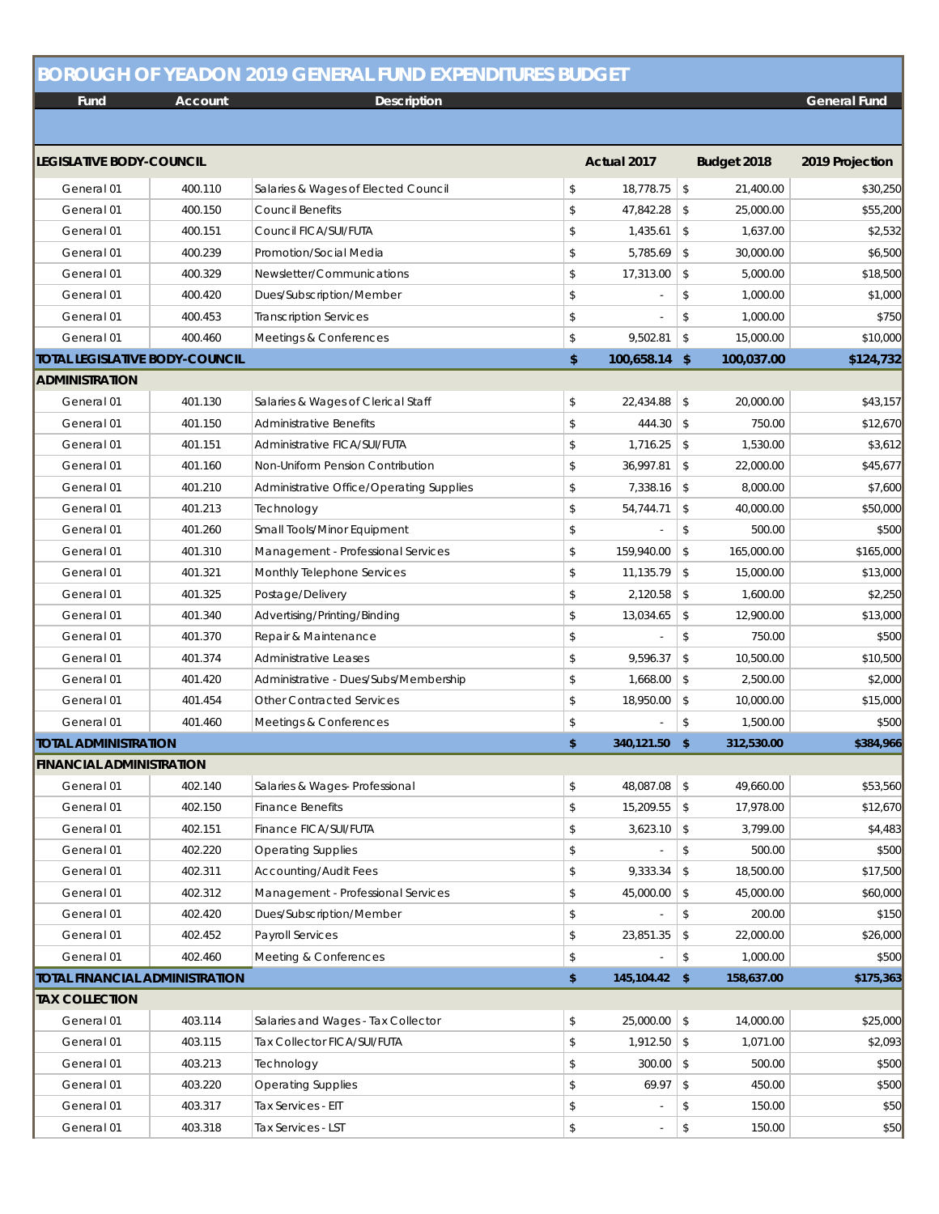# BOROUGH OF YEADON 2019 GENERAL FUND EXPENDITURES BUDGET

| Fund | Account | Description | | | General Fund |
|---|---|---|---|---|---|
| **LEGISLATIVE BODY-COUNCIL** | | | **Actual 2017** | **Budget 2018** | **2019 Projection** |
| General 01 | 400.110 | Salaries & Wages of Elected Council | $ 18,778.75 | $ 21,400.00 | $30,250 |
| General 01 | 400.150 | Council Benefits | $ 47,842.28 | $ 25,000.00 | $55,200 |
| General 01 | 400.151 | Council FICA/SUI/FUTA | $ 1,435.61 | $ 1,637.00 | $2,532 |
| General 01 | 400.239 | Promotion/Social Media | $ 5,785.69 | $ 30,000.00 | $6,500 |
| General 01 | 400.329 | Newsletter/Communications | $ 17,313.00 | $ 5,000.00 | $18,500 |
| General 01 | 400.420 | Dues/Subscription/Member | $ - | $ 1,000.00 | $1,000 |
| General 01 | 400.453 | Transcription Services | $ - | $ 1,000.00 | $750 |
| General 01 | 400.460 | Meetings & Conferences | $ 9,502.81 | $ 15,000.00 | $10,000 |
| **TOTAL LEGISLATIVE BODY-COUNCIL** | | | **$ 100,658.14** | **$ 100,037.00** | **$124,732** |
| **ADMINISTRATION** | | | | | |
| General 01 | 401.130 | Salaries & Wages of Clerical Staff | $ 22,434.88 | $ 20,000.00 | $43,157 |
| General 01 | 401.150 | Administrative Benefits | $ 444.30 | $ 750.00 | $12,670 |
| General 01 | 401.151 | Administrative FICA/SUI/FUTA | $ 1,716.25 | $ 1,530.00 | $3,612 |
| General 01 | 401.160 | Non-Uniform Pension Contribution | $ 36,997.81 | $ 22,000.00 | $45,677 |
| General 01 | 401.210 | Administrative Office/Operating Supplies | $ 7,338.16 | $ 8,000.00 | $7,600 |
| General 01 | 401.213 | Technology | $ 54,744.71 | $ 40,000.00 | $50,000 |
| General 01 | 401.260 | Small Tools/Minor Equipment | $ - | $ 500.00 | $500 |
| General 01 | 401.310 | Management - Professional Services | $ 159,940.00 | $ 165,000.00 | $165,000 |
| General 01 | 401.321 | Monthly Telephone Services | $ 11,135.79 | $ 15,000.00 | $13,000 |
| General 01 | 401.325 | Postage/Delivery | $ 2,120.58 | $ 1,600.00 | $2,250 |
| General 01 | 401.340 | Advertising/Printing/Binding | $ 13,034.65 | $ 12,900.00 | $13,000 |
| General 01 | 401.370 | Repair & Maintenance | $ - | $ 750.00 | $500 |
| General 01 | 401.374 | Administrative Leases | $ 9,596.37 | $ 10,500.00 | $10,500 |
| General 01 | 401.420 | Administrative - Dues/Subs/Membership | $ 1,668.00 | $ 2,500.00 | $2,000 |
| General 01 | 401.454 | Other Contracted Services | $ 18,950.00 | $ 10,000.00 | $15,000 |
| General 01 | 401.460 | Meetings & Conferences | $ - | $ 1,500.00 | $500 |
| **TOTAL ADMINISTRATION** | | | **$ 340,121.50** | **$ 312,530.00** | **$384,966** |
| **FINANCIAL ADMINISTRATION** | | | | | |
| General 01 | 402.140 | Salaries & Wages- Professional | $ 48,087.08 | $ 49,660.00 | $53,560 |
| General 01 | 402.150 | Finance Benefits | $ 15,209.55 | $ 17,978.00 | $12,670 |
| General 01 | 402.151 | Finance FICA/SUI/FUTA | $ 3,623.10 | $ 3,799.00 | $4,483 |
| General 01 | 402.220 | Operating Supplies | $ - | $ 500.00 | $500 |
| General 01 | 402.311 | Accounting/Audit Fees | $ 9,333.34 | $ 18,500.00 | $17,500 |
| General 01 | 402.312 | Management - Professional Services | $ 45,000.00 | $ 45,000.00 | $60,000 |
| General 01 | 402.420 | Dues/Subscription/Member | $ - | $ 200.00 | $150 |
| General 01 | 402.452 | Payroll Services | $ 23,851.35 | $ 22,000.00 | $26,000 |
| General 01 | 402.460 | Meeting & Conferences | $ - | $ 1,000.00 | $500 |
| **TOTAL FINANCIAL ADMINISTRATION** | | | **$ 145,104.42** | **$ 158,637.00** | **$175,363** |
| **TAX COLLECTION** | | | | | |
| General 01 | 403.114 | Salaries and Wages - Tax Collector | $ 25,000.00 | $ 14,000.00 | $25,000 |
| General 01 | 403.115 | Tax Collector FICA/SUI/FUTA | $ 1,912.50 | $ 1,071.00 | $2,093 |
| General 01 | 403.213 | Technology | $ 300.00 | $ 500.00 | $500 |
| General 01 | 403.220 | Operating Supplies | $ 69.97 | $ 450.00 | $500 |
| General 01 | 403.317 | Tax Services - EIT | $ - | $ 150.00 | $50 |
| General 01 | 403.318 | Tax Services - LST | $ - | $ 150.00 | $50 |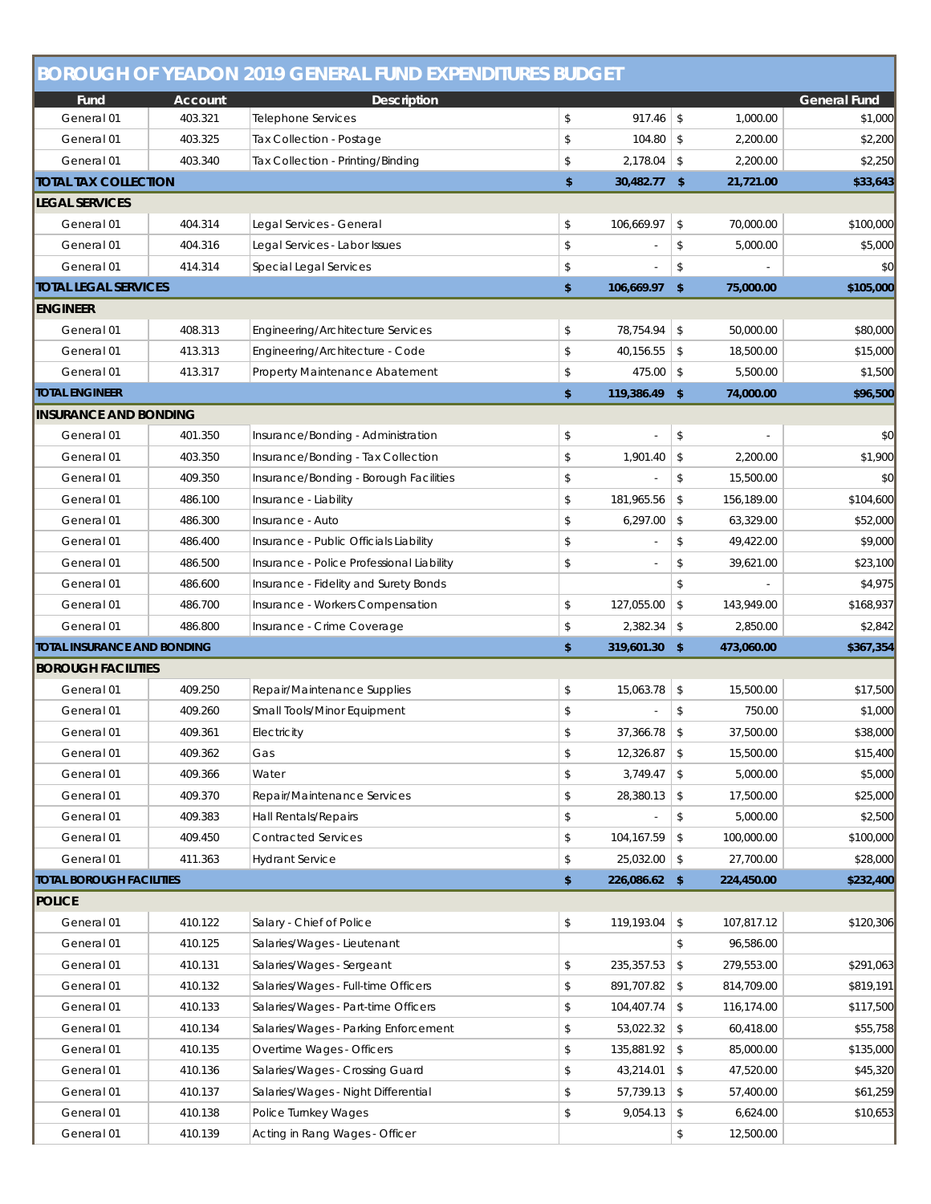# BOROUGH OF YEADON 2019 GENERAL FUND EXPENDITURES BUDGET

| Fund | Account | Description | | | General Fund |
|---|---|---|---|---|---|
| General 01 | 403.321 | Telephone Services | $ 917.46 | $ 1,000.00 | $1,000 |
| General 01 | 403.325 | Tax Collection - Postage | $ 104.80 | $ 2,200.00 | $2,200 |
| General 01 | 403.340 | Tax Collection - Printing/Binding | $ 2,178.04 | $ 2,200.00 | $2,250 |
| **TOTAL TAX COLLECTION** | | | **$ 30,482.77** | **$ 21,721.00** | **$33,643** |
| **LEGAL SERVICES** | | | | | |
| General 01 | 404.314 | Legal Services - General | $ 106,669.97 | $ 70,000.00 | $100,000 |
| General 01 | 404.316 | Legal Services - Labor Issues | $ - | $ 5,000.00 | $5,000 |
| General 01 | 414.314 | Special Legal Services | $ - | $ - | $0 |
| **TOTAL LEGAL SERVICES** | | | **$ 106,669.97** | **$ 75,000.00** | **$105,000** |
| **ENGINEER** | | | | | |
| General 01 | 408.313 | Engineering/Architecture Services | $ 78,754.94 | $ 50,000.00 | $80,000 |
| General 01 | 413.313 | Engineering/Architecture - Code | $ 40,156.55 | $ 18,500.00 | $15,000 |
| General 01 | 413.317 | Property Maintenance Abatement | $ 475.00 | $ 5,500.00 | $1,500 |
| **TOTAL ENGINEER** | | | **$ 119,386.49** | **$ 74,000.00** | **$96,500** |
| **INSURANCE AND BONDING** | | | | | |
| General 01 | 401.350 | Insurance/Bonding - Administration | $ - | $ - | $0 |
| General 01 | 403.350 | Insurance/Bonding - Tax Collection | $ 1,901.40 | $ 2,200.00 | $1,900 |
| General 01 | 409.350 | Insurance/Bonding - Borough Facilities | $ - | $ 15,500.00 | $0 |
| General 01 | 486.100 | Insurance - Liability | $ 181,965.56 | $ 156,189.00 | $104,600 |
| General 01 | 486.300 | Insurance - Auto | $ 6,297.00 | $ 63,329.00 | $52,000 |
| General 01 | 486.400 | Insurance - Public Officials Liability | $ - | $ 49,422.00 | $9,000 |
| General 01 | 486.500 | Insurance - Police Professional Liability | $ - | $ 39,621.00 | $23,100 |
| General 01 | 486.600 | Insurance - Fidelity and Surety Bonds | | $ - | $4,975 |
| General 01 | 486.700 | Insurance - Workers Compensation | $ 127,055.00 | $ 143,949.00 | $168,937 |
| General 01 | 486.800 | Insurance - Crime Coverage | $ 2,382.34 | $ 2,850.00 | $2,842 |
| **TOTAL INSURANCE AND BONDING** | | | **$ 319,601.30** | **$ 473,060.00** | **$367,354** |
| **BOROUGH FACILITIES** | | | | | |
| General 01 | 409.250 | Repair/Maintenance Supplies | $ 15,063.78 | $ 15,500.00 | $17,500 |
| General 01 | 409.260 | Small Tools/Minor Equipment | $ - | $ 750.00 | $1,000 |
| General 01 | 409.361 | Electricity | $ 37,366.78 | $ 37,500.00 | $38,000 |
| General 01 | 409.362 | Gas | $ 12,326.87 | $ 15,500.00 | $15,400 |
| General 01 | 409.366 | Water | $ 3,749.47 | $ 5,000.00 | $5,000 |
| General 01 | 409.370 | Repair/Maintenance Services | $ 28,380.13 | $ 17,500.00 | $25,000 |
| General 01 | 409.383 | Hall Rentals/Repairs | $ - | $ 5,000.00 | $2,500 |
| General 01 | 409.450 | Contracted Services | $ 104,167.59 | $ 100,000.00 | $100,000 |
| General 01 | 411.363 | Hydrant Service | $ 25,032.00 | $ 27,700.00 | $28,000 |
| **TOTAL BOROUGH FACILITIES** | | | **$ 226,086.62** | **$ 224,450.00** | **$232,400** |
| **POLICE** | | | | | |
| General 01 | 410.122 | Salary - Chief of Police | $ 119,193.04 | $ 107,817.12 | $120,306 |
| General 01 | 410.125 | Salaries/Wages - Lieutenant | | $ 96,586.00 | |
| General 01 | 410.131 | Salaries/Wages - Sergeant | $ 235,357.53 | $ 279,553.00 | $291,063 |
| General 01 | 410.132 | Salaries/Wages - Full-time Officers | $ 891,707.82 | $ 814,709.00 | $819,191 |
| General 01 | 410.133 | Salaries/Wages - Part-time Officers | $ 104,407.74 | $ 116,174.00 | $117,500 |
| General 01 | 410.134 | Salaries/Wages - Parking Enforcement | $ 53,022.32 | $ 60,418.00 | $55,758 |
| General 01 | 410.135 | Overtime Wages - Officers | $ 135,881.92 | $ 85,000.00 | $135,000 |
| General 01 | 410.136 | Salaries/Wages - Crossing Guard | $ 43,214.01 | $ 47,520.00 | $45,320 |
| General 01 | 410.137 | Salaries/Wages - Night Differential | $ 57,739.13 | $ 57,400.00 | $61,259 |
| General 01 | 410.138 | Police Turnkey Wages | $ 9,054.13 | $ 6,624.00 | $10,653 |
| General 01 | 410.139 | Acting in Rang Wages - Officer | | $ 12,500.00 | |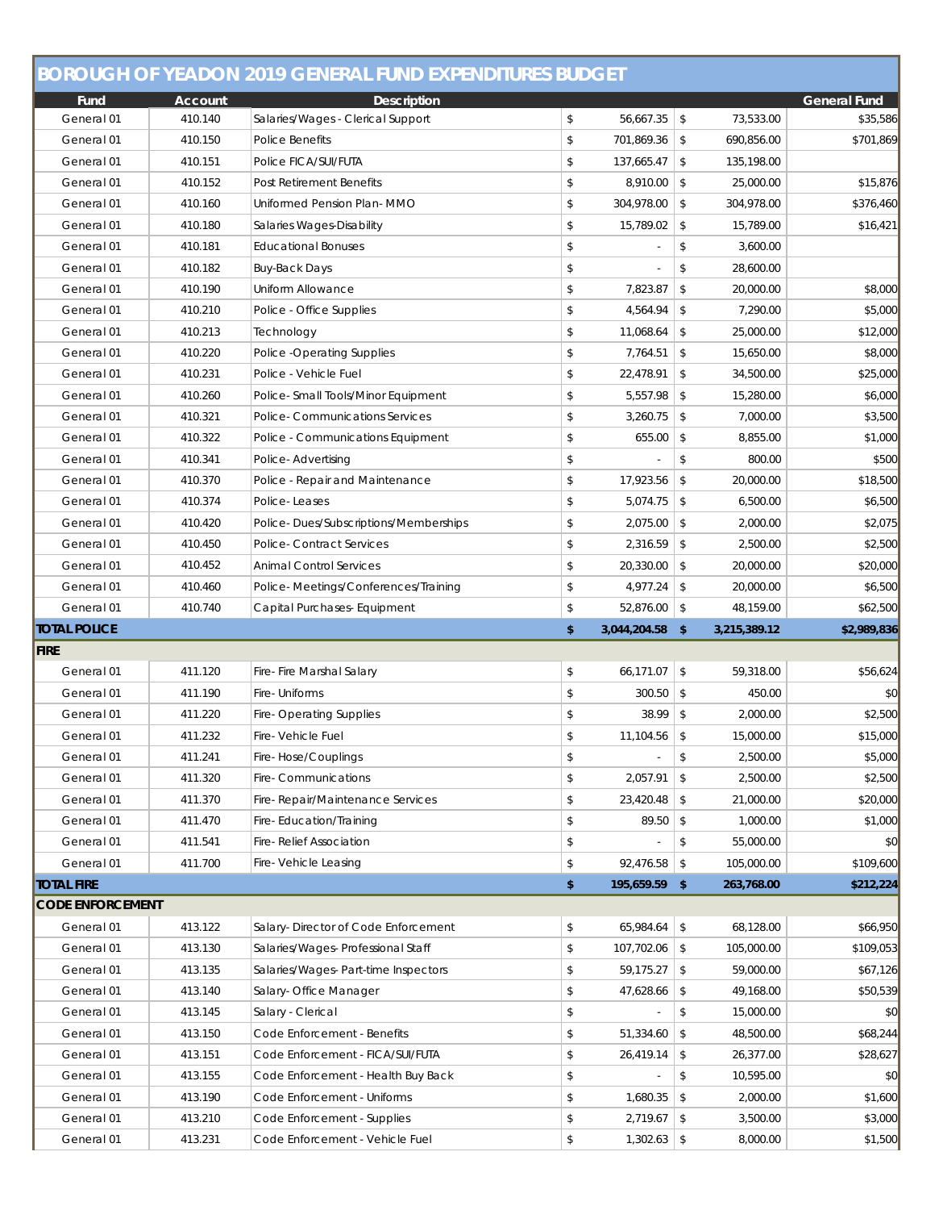# BOROUGH OF YEADON 2019 GENERAL FUND EXPENDITURES BUDGET

| Fund | Account | Description | | | General Fund |
|---|---|---|---|---|---|
| General 01 | 410.140 | Salaries/Wages - Clerical Support | $ 56,667.35 | $ 73,533.00 | $35,586 |
| General 01 | 410.150 | Police Benefits | $ 701,869.36 | $ 690,856.00 | $701,869 |
| General 01 | 410.151 | Police FICA/SUI/FUTA | $ 137,665.47 | $ 135,198.00 | |
| General 01 | 410.152 | Post Retirement Benefits | $ 8,910.00 | $ 25,000.00 | $15,876 |
| General 01 | 410.160 | Uniformed Pension Plan- MMO | $ 304,978.00 | $ 304,978.00 | $376,460 |
| General 01 | 410.180 | Salaries Wages-Disability | $ 15,789.02 | $ 15,789.00 | $16,421 |
| General 01 | 410.181 | Educational Bonuses | $ - | $ 3,600.00 | |
| General 01 | 410.182 | Buy-Back Days | $ - | $ 28,600.00 | |
| General 01 | 410.190 | Uniform Allowance | $ 7,823.87 | $ 20,000.00 | $8,000 |
| General 01 | 410.210 | Police - Office Supplies | $ 4,564.94 | $ 7,290.00 | $5,000 |
| General 01 | 410.213 | Technology | $ 11,068.64 | $ 25,000.00 | $12,000 |
| General 01 | 410.220 | Police -Operating Supplies | $ 7,764.51 | $ 15,650.00 | $8,000 |
| General 01 | 410.231 | Police - Vehicle Fuel | $ 22,478.91 | $ 34,500.00 | $25,000 |
| General 01 | 410.260 | Police- Small Tools/Minor Equipment | $ 5,557.98 | $ 15,280.00 | $6,000 |
| General 01 | 410.321 | Police- Communications Services | $ 3,260.75 | $ 7,000.00 | $3,500 |
| General 01 | 410.322 | Police - Communications Equipment | $ 655.00 | $ 8,855.00 | $1,000 |
| General 01 | 410.341 | Police- Advertising | $ - | $ 800.00 | $500 |
| General 01 | 410.370 | Police - Repair and Maintenance | $ 17,923.56 | $ 20,000.00 | $18,500 |
| General 01 | 410.374 | Police- Leases | $ 5,074.75 | $ 6,500.00 | $6,500 |
| General 01 | 410.420 | Police- Dues/Subscriptions/Memberships | $ 2,075.00 | $ 2,000.00 | $2,075 |
| General 01 | 410.450 | Police- Contract Services | $ 2,316.59 | $ 2,500.00 | $2,500 |
| General 01 | 410.452 | Animal Control Services | $ 20,330.00 | $ 20,000.00 | $20,000 |
| General 01 | 410.460 | Police- Meetings/Conferences/Training | $ 4,977.24 | $ 20,000.00 | $6,500 |
| General 01 | 410.740 | Capital Purchases- Equipment | $ 52,876.00 | $ 48,159.00 | $62,500 |
| **TOTAL POLICE** | | | **$ 3,044,204.58** | **$ 3,215,389.12** | **$2,989,836** |
| **FIRE** | | | | | |
| General 01 | 411.120 | Fire- Fire Marshal Salary | $ 66,171.07 | $ 59,318.00 | $56,624 |
| General 01 | 411.190 | Fire- Uniforms | $ 300.50 | $ 450.00 | $0 |
| General 01 | 411.220 | Fire- Operating Supplies | $ 38.99 | $ 2,000.00 | $2,500 |
| General 01 | 411.232 | Fire- Vehicle Fuel | $ 11,104.56 | $ 15,000.00 | $15,000 |
| General 01 | 411.241 | Fire- Hose/Couplings | $ - | $ 2,500.00 | $5,000 |
| General 01 | 411.320 | Fire- Communications | $ 2,057.91 | $ 2,500.00 | $2,500 |
| General 01 | 411.370 | Fire- Repair/Maintenance Services | $ 23,420.48 | $ 21,000.00 | $20,000 |
| General 01 | 411.470 | Fire- Education/Training | $ 89.50 | $ 1,000.00 | $1,000 |
| General 01 | 411.541 | Fire- Relief Association | $ - | $ 55,000.00 | $0 |
| General 01 | 411.700 | Fire- Vehicle Leasing | $ 92,476.58 | $ 105,000.00 | $109,600 |
| **TOTAL FIRE** | | | **$ 195,659.59** | **$ 263,768.00** | **$212,224** |
| **CODE ENFORCEMENT** | | | | | |
| General 01 | 413.122 | Salary- Director of Code Enforcement | $ 65,984.64 | $ 68,128.00 | $66,950 |
| General 01 | 413.130 | Salaries/Wages- Professional Staff | $ 107,702.06 | $ 105,000.00 | $109,053 |
| General 01 | 413.135 | Salaries/Wages- Part-time Inspectors | $ 59,175.27 | $ 59,000.00 | $67,126 |
| General 01 | 413.140 | Salary- Office Manager | $ 47,628.66 | $ 49,168.00 | $50,539 |
| General 01 | 413.145 | Salary - Clerical | $ - | $ 15,000.00 | $0 |
| General 01 | 413.150 | Code Enforcement - Benefits | $ 51,334.60 | $ 48,500.00 | $68,244 |
| General 01 | 413.151 | Code Enforcement - FICA/SUI/FUTA | $ 26,419.14 | $ 26,377.00 | $28,627 |
| General 01 | 413.155 | Code Enforcement - Health Buy Back | $ - | $ 10,595.00 | $0 |
| General 01 | 413.190 | Code Enforcement - Uniforms | $ 1,680.35 | $ 2,000.00 | $1,600 |
| General 01 | 413.210 | Code Enforcement - Supplies | $ 2,719.67 | $ 3,500.00 | $3,000 |
| General 01 | 413.231 | Code Enforcement - Vehicle Fuel | $ 1,302.63 | $ 8,000.00 | $1,500 |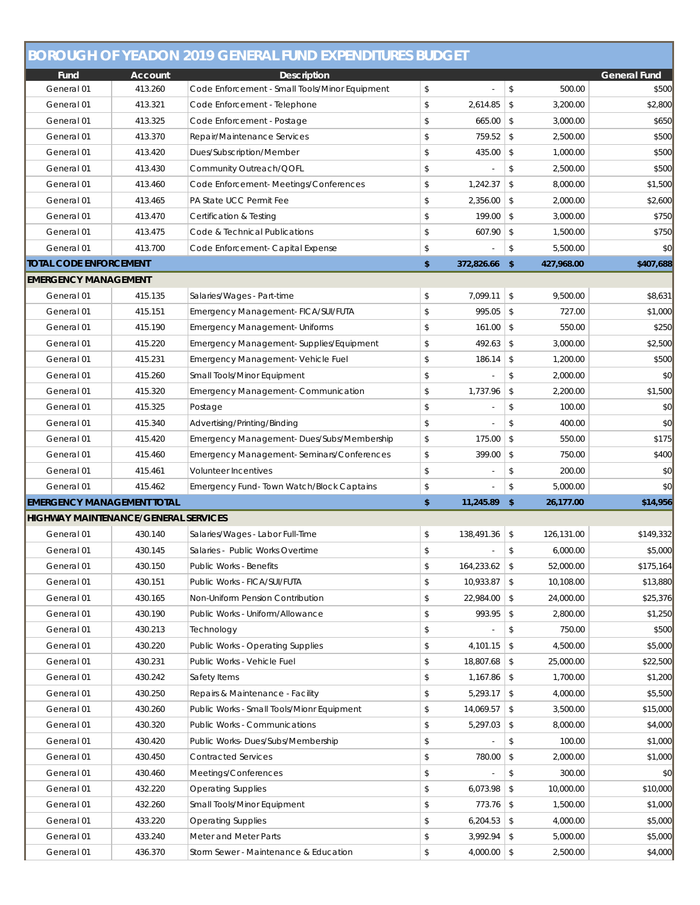# BOROUGH OF YEADON 2019 GENERAL FUND EXPENDITURES BUDGET

| Fund | Account | Description | | | General Fund |
|---|---|---|---|---|---|
| General 01 | 413.260 | Code Enforcement - Small Tools/Minor Equipment | $ - | $ 500.00 | $500 |
| General 01 | 413.321 | Code Enforcement - Telephone | $ 2,614.85 | $ 3,200.00 | $2,800 |
| General 01 | 413.325 | Code Enforcement - Postage | $ 665.00 | $ 3,000.00 | $650 |
| General 01 | 413.370 | Repair/Maintenance Services | $ 759.52 | $ 2,500.00 | $500 |
| General 01 | 413.420 | Dues/Subscription/Member | $ 435.00 | $ 1,000.00 | $500 |
| General 01 | 413.430 | Community Outreach/QOFL | $ - | $ 2,500.00 | $500 |
| General 01 | 413.460 | Code Enforcement- Meetings/Conferences | $ 1,242.37 | $ 8,000.00 | $1,500 |
| General 01 | 413.465 | PA State UCC Permit Fee | $ 2,356.00 | $ 2,000.00 | $2,600 |
| General 01 | 413.470 | Certification & Testing | $ 199.00 | $ 3,000.00 | $750 |
| General 01 | 413.475 | Code & Technical Publications | $ 607.90 | $ 1,500.00 | $750 |
| General 01 | 413.700 | Code Enforcement- Capital Expense | $ - | $ 5,500.00 | $0 |
| **TOTAL CODE ENFORCEMENT** | | | **$ 372,826.66** | **$ 427,968.00** | **$407,688** |
| **EMERGENCY MANAGEMENT** | | | | | |
| General 01 | 415.135 | Salaries/Wages - Part-time | $ 7,099.11 | $ 9,500.00 | $8,631 |
| General 01 | 415.151 | Emergency Management- FICA/SUI/FUTA | $ 995.05 | $ 727.00 | $1,000 |
| General 01 | 415.190 | Emergency Management- Uniforms | $ 161.00 | $ 550.00 | $250 |
| General 01 | 415.220 | Emergency Management- Supplies/Equipment | $ 492.63 | $ 3,000.00 | $2,500 |
| General 01 | 415.231 | Emergency Management- Vehicle Fuel | $ 186.14 | $ 1,200.00 | $500 |
| General 01 | 415.260 | Small Tools/Minor Equipment | $ - | $ 2,000.00 | $0 |
| General 01 | 415.320 | Emergency Management- Communication | $ 1,737.96 | $ 2,200.00 | $1,500 |
| General 01 | 415.325 | Postage | $ - | $ 100.00 | $0 |
| General 01 | 415.340 | Advertising/Printing/Binding | $ - | $ 400.00 | $0 |
| General 01 | 415.420 | Emergency Management- Dues/Subs/Membership | $ 175.00 | $ 550.00 | $175 |
| General 01 | 415.460 | Emergency Management- Seminars/Conferences | $ 399.00 | $ 750.00 | $400 |
| General 01 | 415.461 | Volunteer Incentives | $ - | $ 200.00 | $0 |
| General 01 | 415.462 | Emergency Fund- Town Watch/Block Captains | $ - | $ 5,000.00 | $0 |
| **EMERGENCY MANAGEMENT TOTAL** | | | **$ 11,245.89** | **$ 26,177.00** | **$14,956** |
| **HIGHWAY MAINTENANCE/GENERAL SERVICES** | | | | | |
| General 01 | 430.140 | Salaries/Wages - Labor Full-Time | $ 138,491.36 | $ 126,131.00 | $149,332 |
| General 01 | 430.145 | Salaries - Public Works Overtime | $ - | $ 6,000.00 | $5,000 |
| General 01 | 430.150 | Public Works - Benefits | $ 164,233.62 | $ 52,000.00 | $175,164 |
| General 01 | 430.151 | Public Works - FICA/SUI/FUTA | $ 10,933.87 | $ 10,108.00 | $13,880 |
| General 01 | 430.165 | Non-Uniform Pension Contribution | $ 22,984.00 | $ 24,000.00 | $25,376 |
| General 01 | 430.190 | Public Works - Uniform/Allowance | $ 993.95 | $ 2,800.00 | $1,250 |
| General 01 | 430.213 | Technology | $ - | $ 750.00 | $500 |
| General 01 | 430.220 | Public Works - Operating Supplies | $ 4,101.15 | $ 4,500.00 | $5,000 |
| General 01 | 430.231 | Public Works - Vehicle Fuel | $ 18,807.68 | $ 25,000.00 | $22,500 |
| General 01 | 430.242 | Safety Items | $ 1,167.86 | $ 1,700.00 | $1,200 |
| General 01 | 430.250 | Repairs & Maintenance - Facility | $ 5,293.17 | $ 4,000.00 | $5,500 |
| General 01 | 430.260 | Public Works - Small Tools/Mionr Equipment | $ 14,069.57 | $ 3,500.00 | $15,000 |
| General 01 | 430.320 | Public Works - Communications | $ 5,297.03 | $ 8,000.00 | $4,000 |
| General 01 | 430.420 | Public Works- Dues/Subs/Membership | $ - | $ 100.00 | $1,000 |
| General 01 | 430.450 | Contracted Services | $ 780.00 | $ 2,000.00 | $1,000 |
| General 01 | 430.460 | Meetings/Conferences | $ - | $ 300.00 | $0 |
| General 01 | 432.220 | Operating Supplies | $ 6,073.98 | $ 10,000.00 | $10,000 |
| General 01 | 432.260 | Small Tools/Minor Equipment | $ 773.76 | $ 1,500.00 | $1,000 |
| General 01 | 433.220 | Operating Supplies | $ 6,204.53 | $ 4,000.00 | $5,000 |
| General 01 | 433.240 | Meter and Meter Parts | $ 3,992.94 | $ 5,000.00 | $5,000 |
| General 01 | 436.370 | Storm Sewer - Maintenance & Education | $ 4,000.00 | $ 2,500.00 | $4,000 |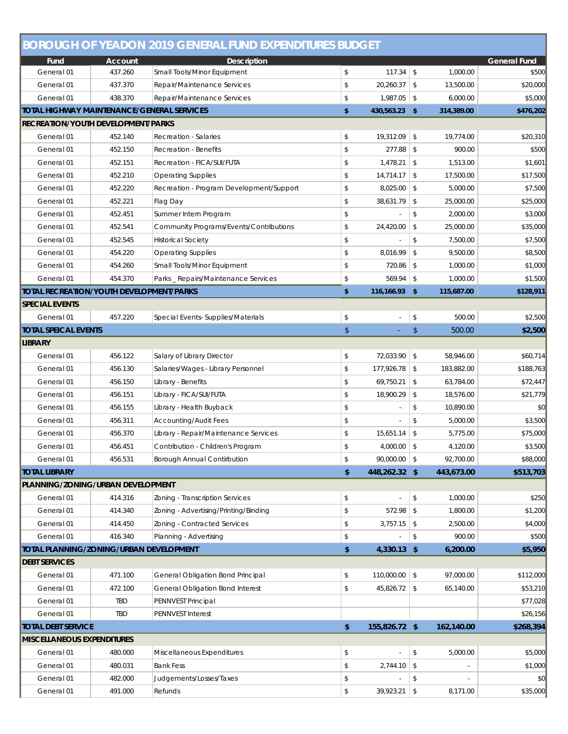# BOROUGH OF YEADON 2019 GENERAL FUND EXPENDITURES BUDGET

| Fund | Account | Description | | | General Fund |
|---|---|---|---|---|---|
| General 01 | 437.260 | Small Tools/Minor Equipment | $ 117.34 | $ 1,000.00 | $500 |
| General 01 | 437.370 | Repair/Maintenance Services | $ 20,260.37 | $ 13,500.00 | $20,000 |
| General 01 | 438.370 | Repair/Maintenance Services | $ 1,987.05 | $ 6,000.00 | $5,000 |
| **TOTAL HIGHWAY MAINTENANCE/GENERAL SERVICES** | | | **$ 430,563.23** | **$ 314,389.00** | **$476,202** |
| **RECREATION/YOUTH DEVELOPMENT/PARKS** | | | | | |
| General 01 | 452.140 | Recreation - Salaries | $ 19,312.09 | $ 19,774.00 | $20,310 |
| General 01 | 452.150 | Recreation - Benefits | $ 277.88 | $ 900.00 | $500 |
| General 01 | 452.151 | Recreation - FICA/SUI/FUTA | $ 1,478.21 | $ 1,513.00 | $1,601 |
| General 01 | 452.210 | Operating Supplies | $ 14,714.17 | $ 17,500.00 | $17,500 |
| General 01 | 452.220 | Recreation - Program Development/Support | $ 8,025.00 | $ 5,000.00 | $7,500 |
| General 01 | 452.221 | Flag Day | $ 38,631.79 | $ 25,000.00 | $25,000 |
| General 01 | 452.451 | Summer Intern Program | $ - | $ 2,000.00 | $3,000 |
| General 01 | 452.541 | Community Programs/Events/Contributions | $ 24,420.00 | $ 25,000.00 | $35,000 |
| General 01 | 452.545 | Historical Society | $ - | $ 7,500.00 | $7,500 |
| General 01 | 454.220 | Operating Supplies | $ 8,016.99 | $ 9,500.00 | $8,500 |
| General 01 | 454.260 | Small Tools/Minor Equipment | $ 720.86 | $ 1,000.00 | $1,000 |
| General 01 | 454.370 | Parks _ Repairs/Maintenance Services | $ 569.94 | $ 1,000.00 | $1,500 |
| **TOTAL RECREATION/YOUTH DEVELOPMENT/PARKS** | | | **$ 116,166.93** | **$ 115,687.00** | **$128,911** |
| **SPECIAL EVENTS** | | | | | |
| General 01 | 457.220 | Special Events- Supplies/Materials | $ - | $ 500.00 | $2,500 |
| **TOTAL SPEICAL EVENTS** | | | $ - | $ 500.00 | **$2,500** |
| **LIBRARY** | | | | | |
| General 01 | 456.122 | Salary of Library Director | $ 72,033.90 | $ 58,946.00 | $60,714 |
| General 01 | 456.130 | Salaries/Wages - Library Personnel | $ 177,926.78 | $ 183,882.00 | $188,763 |
| General 01 | 456.150 | Library - Benefits | $ 69,750.21 | $ 63,784.00 | $72,447 |
| General 01 | 456.151 | Library - FICA/SUI/FUTA | $ 18,900.29 | $ 18,576.00 | $21,779 |
| General 01 | 456.155 | Library - Health Buyback | $ - | $ 10,890.00 | $0 |
| General 01 | 456.311 | Accounting/Audit Fees | $ - | $ 5,000.00 | $3,500 |
| General 01 | 456.370 | Library - Repair/Maintenance Services | $ 15,651.14 | $ 5,775.00 | $75,000 |
| General 01 | 456.451 | Contribution - Children's Program | $ 4,000.00 | $ 4,120.00 | $3,500 |
| General 01 | 456.531 | Borough Annual Contirbution | $ 90,000.00 | $ 92,700.00 | $88,000 |
| **TOTAL LIBRARY** | | | **$ 448,262.32** | **$ 443,673.00** | **$513,703** |
| **PLANNING/ZONING/URBAN DEVELOPMENT** | | | | | |
| General 01 | 414.316 | Zoning - Transcription Services | $ - | $ 1,000.00 | $250 |
| General 01 | 414.340 | Zoning - Advertising/Printing/Binding | $ 572.98 | $ 1,800.00 | $1,200 |
| General 01 | 414.450 | Zoning - Contracted Services | $ 3,757.15 | $ 2,500.00 | $4,000 |
| General 01 | 416.340 | Planning - Advertising | $ - | $ 900.00 | $500 |
| **TOTAL PLANNING/ZONING/URBAN DEVELOPMENT** | | | **$ 4,330.13** | **$ 6,200.00** | **$5,950** |
| **DEBT SERVICES** | | | | | |
| General 01 | 471.100 | General Obligation Bond Principal | $ 110,000.00 | $ 97,000.00 | $112,000 |
| General 01 | 472.100 | General Obligation Bond Interest | $ 45,826.72 | $ 65,140.00 | $53,210 |
| General 01 | TBD | PENNVEST Principal | | | $77,028 |
| General 01 | TBD | PENNVEST Interest | | | $26,156 |
| **TOTAL DEBT SERVICE** | | | **$ 155,826.72** | **$ 162,140.00** | **$268,394** |
| **MISCELLANEOUS EXPENDITURES** | | | | | |
| General 01 | 480.000 | Miscellaneous Expenditures | $ - | $ 5,000.00 | $5,000 |
| General 01 | 480.031 | Bank Fess | $ 2,744.10 | $ - | $1,000 |
| General 01 | 482.000 | Judgements/Losses/Taxes | $ - | $ - | $0 |
| General 01 | 491.000 | Refunds | $ 39,923.21 | $ 8,171.00 | $35,000 |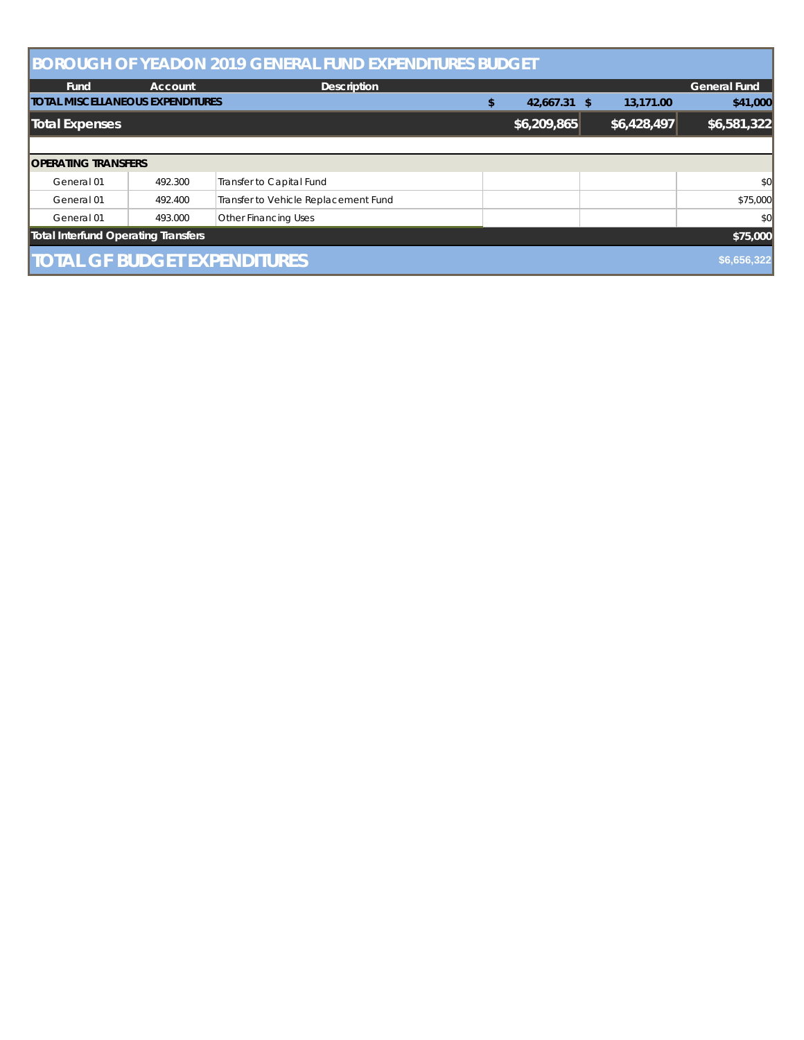# BOROUGH OF YEADON 2019 GENERAL FUND EXPENDITURES BUDGET

| Fund | Account | Description | | | General Fund |
|---|---|---|---|---|---|
| TOTAL MISCELLANEOUS EXPENDITURES | | | $ 42,667.31 | $ 13,171.00 | $41,000 |
| **Total Expenses** | | | **$6,209,865** | **$6,428,497** | **$6,581,322** |
| | | | | | |
| **OPERATING TRANSFERS** | | | | | |
| General 01 | 492.300 | Transfer to Capital Fund | | | $0 |
| General 01 | 492.400 | Transfer to Vehicle Replacement Fund | | | $75,000 |
| General 01 | 493.000 | Other Financing Uses | | | $0 |
| **Total Interfund Operating Transfers** | | | | | **$75,000** |
| **TOTAL GF BUDGET EXPENDITURES** | | | | | **$6,656,322** |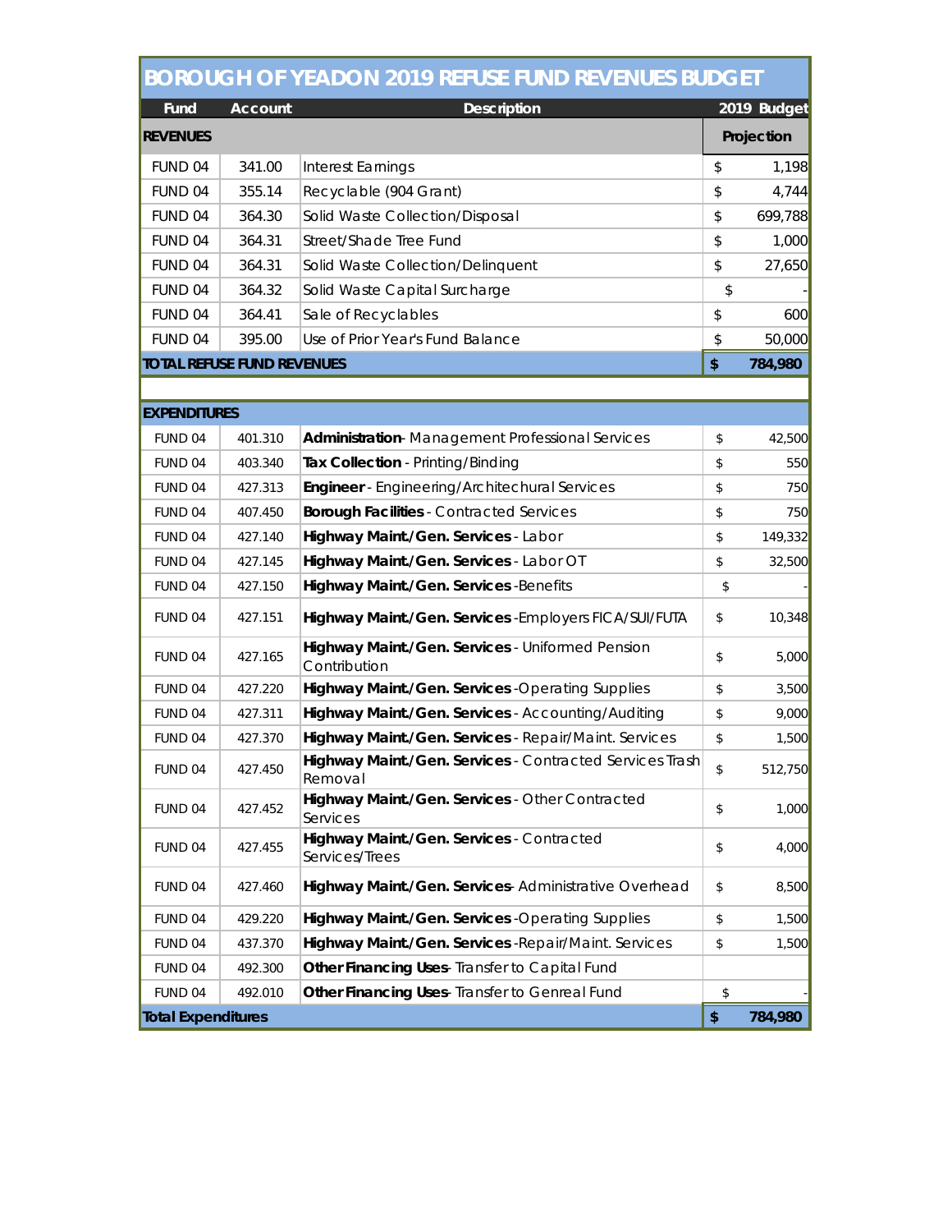# BOROUGH OF YEADON 2019 REFUSE FUND REVENUES BUDGET

| Fund | Account | Description | 2019 Budget |
|---|---|---|---|
| **REVENUES** | | | **Projection** |
| FUND 04 | 341.00 | Interest Earnings | $ 1,198 |
| FUND 04 | 355.14 | Recyclable (904 Grant) | $ 4,744 |
| FUND 04 | 364.30 | Solid Waste Collection/Disposal | $ 699,788 |
| FUND 04 | 364.31 | Street/Shade Tree Fund | $ 1,000 |
| FUND 04 | 364.31 | Solid Waste Collection/Delinquent | $ 27,650 |
| FUND 04 | 364.32 | Solid Waste Capital Surcharge | $ - |
| FUND 04 | 364.41 | Sale of Recyclables | $ 600 |
| FUND 04 | 395.00 | Use of Prior Year's Fund Balance | $ 50,000 |
| **TOTAL REFUSE FUND REVENUES** | | | **$ 784,980** |
| | | | |
| **EXPENDITURES** | | | |
| FUND 04 | 401.310 | **Administration**- Management Professional Services | $ 42,500 |
| FUND 04 | 403.340 | **Tax Collection** - Printing/Binding | $ 550 |
| FUND 04 | 427.313 | **Engineer** - Engineering/Architechural Services | $ 750 |
| FUND 04 | 407.450 | **Borough Facilities** - Contracted Services | $ 750 |
| FUND 04 | 427.140 | **Highway Maint./Gen. Services** - Labor | $ 149,332 |
| FUND 04 | 427.145 | **Highway Maint./Gen. Services** - Labor OT | $ 32,500 |
| FUND 04 | 427.150 | **Highway Maint./Gen. Services** -Benefits | $ - |
| FUND 04 | 427.151 | **Highway Maint./Gen. Services** -Employers FICA/SUI/FUTA | $ 10,348 |
| FUND 04 | 427.165 | **Highway Maint./Gen. Services** - Uniformed Pension Contribution | $ 5,000 |
| FUND 04 | 427.220 | **Highway Maint./Gen. Services** -Operating Supplies | $ 3,500 |
| FUND 04 | 427.311 | **Highway Maint./Gen. Services** - Accounting/Auditing | $ 9,000 |
| FUND 04 | 427.370 | **Highway Maint./Gen. Services** - Repair/Maint. Services | $ 1,500 |
| FUND 04 | 427.450 | **Highway Maint./Gen. Services** - Contracted Services Trash Removal | $ 512,750 |
| FUND 04 | 427.452 | **Highway Maint./Gen. Services** - Other Contracted Services | $ 1,000 |
| FUND 04 | 427.455 | **Highway Maint./Gen. Services** - Contracted Services/Trees | $ 4,000 |
| FUND 04 | 427.460 | **Highway Maint./Gen. Services**- Administrative Overhead | $ 8,500 |
| FUND 04 | 429.220 | **Highway Maint./Gen. Services** -Operating Supplies | $ 1,500 |
| FUND 04 | 437.370 | **Highway Maint./Gen. Services** -Repair/Maint. Services | $ 1,500 |
| FUND 04 | 492.300 | **Other Financing Uses**- Transfer to Capital Fund | |
| FUND 04 | 492.010 | **Other Financing Uses**- Transfer to Genreal Fund | $ - |
| **Total Expenditures** | | | **$ 784,980** |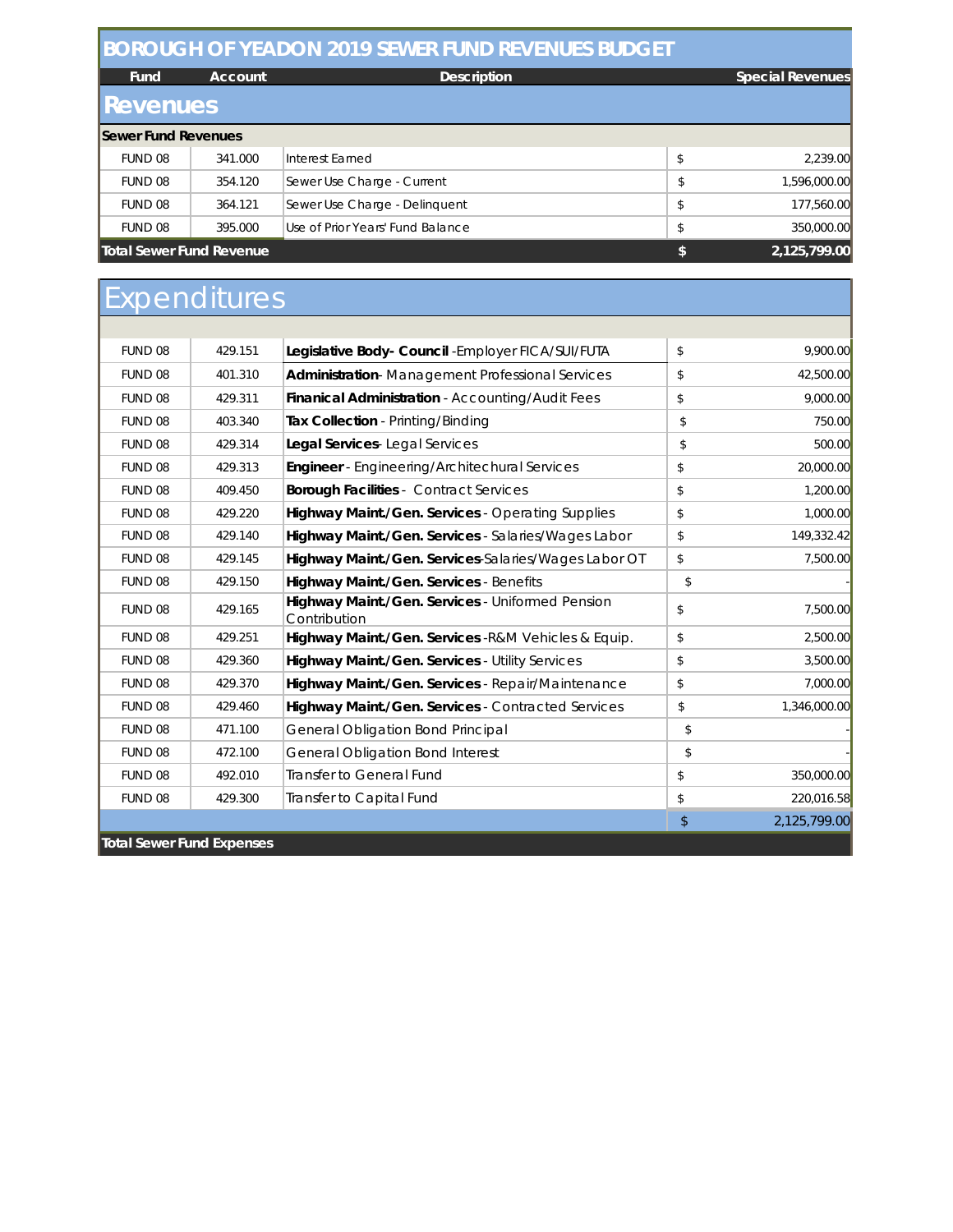# BOROUGH OF YEADON 2019 SEWER FUND REVENUES BUDGET

| Fund | Account | Description | | Special Revenues |
|---|---|---|---|---|
| **Revenues** | | | | |
| **Sewer Fund Revenues** | | | | |
| FUND 08 | 341.000 | Interest Earned | $ | 2,239.00 |
| FUND 08 | 354.120 | Sewer Use Charge - Current | $ | 1,596,000.00 |
| FUND 08 | 364.121 | Sewer Use Charge - Delinquent | $ | 177,560.00 |
| FUND 08 | 395.000 | Use of Prior Years' Fund Balance | $ | 350,000.00 |
| **Total Sewer Fund Revenue** | | | **$** | **2,125,799.00** |

# Expenditures

| Fund | Account | Description | | Amount |
|---|---|---|---|---|
| FUND 08 | 429.151 | **Legislative Body- Council** -Employer FICA/SUI/FUTA | $ | 9,900.00 |
| FUND 08 | 401.310 | **Administration**- Management Professional Services | $ | 42,500.00 |
| FUND 08 | 429.311 | **Finanical Administration** - Accounting/Audit Fees | $ | 9,000.00 |
| FUND 08 | 403.340 | **Tax Collection** - Printing/Binding | $ | 750.00 |
| FUND 08 | 429.314 | **Legal Services**- Legal Services | $ | 500.00 |
| FUND 08 | 429.313 | **Engineer** - Engineering/Architechural Services | $ | 20,000.00 |
| FUND 08 | 409.450 | **Borough Facilities** - Contract Services | $ | 1,200.00 |
| FUND 08 | 429.220 | **Highway Maint./Gen. Services** - Operating Supplies | $ | 1,000.00 |
| FUND 08 | 429.140 | **Highway Maint./Gen. Services** - Salaries/Wages Labor | $ | 149,332.42 |
| FUND 08 | 429.145 | **Highway Maint./Gen. Services**-Salaries/Wages Labor OT | $ | 7,500.00 |
| FUND 08 | 429.150 | **Highway Maint./Gen. Services** - Benefits | $ | - |
| FUND 08 | 429.165 | **Highway Maint./Gen. Services** - Uniformed Pension Contribution | $ | 7,500.00 |
| FUND 08 | 429.251 | **Highway Maint./Gen. Services** -R&M Vehicles & Equip. | $ | 2,500.00 |
| FUND 08 | 429.360 | **Highway Maint./Gen. Services** - Utility Services | $ | 3,500.00 |
| FUND 08 | 429.370 | **Highway Maint./Gen. Services** - Repair/Maintenance | $ | 7,000.00 |
| FUND 08 | 429.460 | **Highway Maint./Gen. Services** - Contracted Services | $ | 1,346,000.00 |
| FUND 08 | 471.100 | General Obligation Bond Principal | $ | - |
| FUND 08 | 472.100 | General Obligation Bond Interest | $ | - |
| FUND 08 | 492.010 | Transfer to General Fund | $ | 350,000.00 |
| FUND 08 | 429.300 | Transfer to Capital Fund | $ | 220,016.58 |
| | | | $ | 2,125,799.00 |
| **Total Sewer Fund Expenses** | | | | |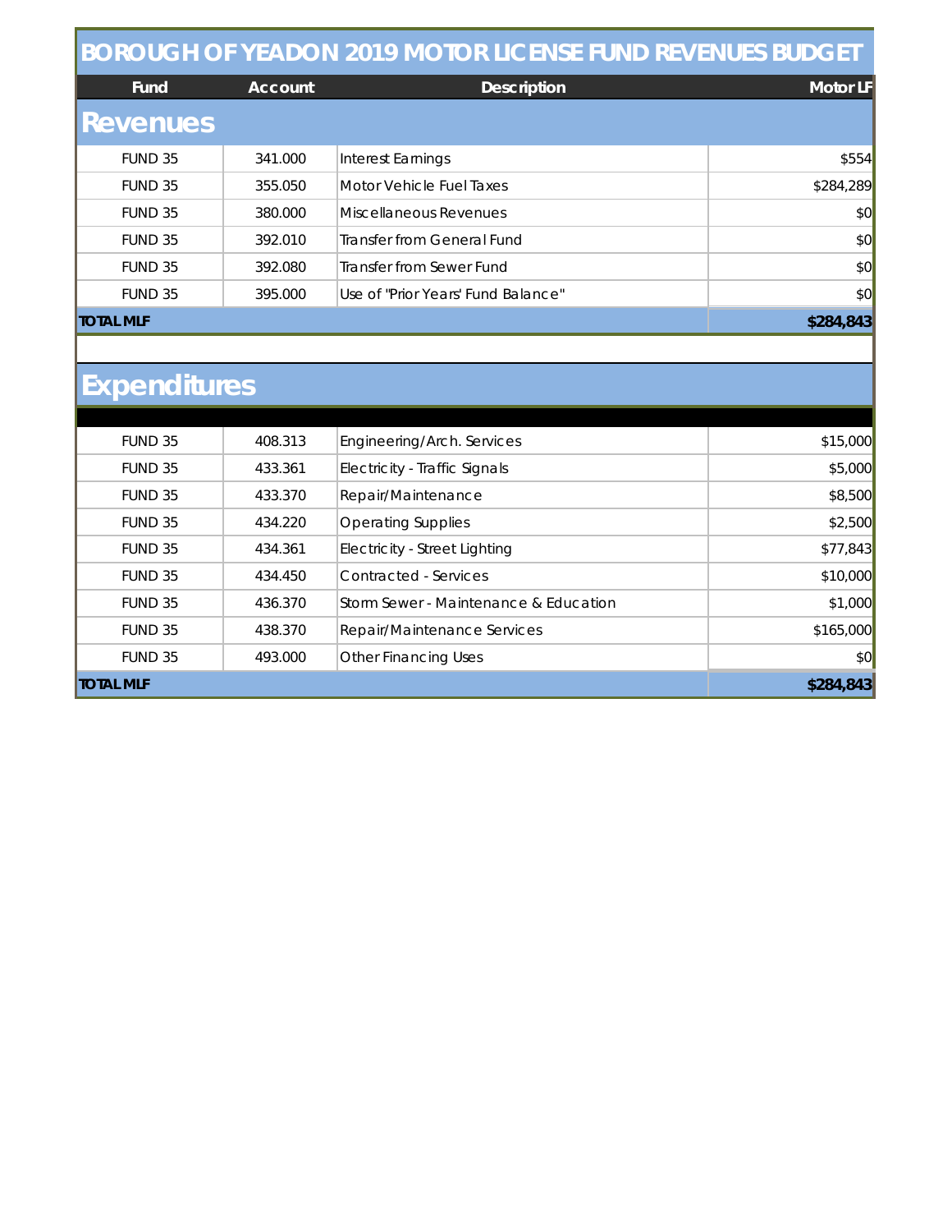# BOROUGH OF YEADON 2019 MOTOR LICENSE FUND REVENUES BUDGET

| Fund | Account | Description | Motor LF |
|---|---|---|---|
| **Revenues** | | | |
| FUND 35 | 341.000 | Interest Earnings | $554 |
| FUND 35 | 355.050 | Motor Vehicle Fuel Taxes | $284,289 |
| FUND 35 | 380.000 | Miscellaneous Revenues | $0 |
| FUND 35 | 392.010 | Transfer from General Fund | $0 |
| FUND 35 | 392.080 | Transfer from Sewer Fund | $0 |
| FUND 35 | 395.000 | Use of "Prior Years' Fund Balance" | $0 |
| **TOTAL MLF** | | | **$284,843** |

## Expenditures

| Fund | Account | Description | Motor LF |
|---|---|---|---|
| FUND 35 | 408.313 | Engineering/Arch. Services | $15,000 |
| FUND 35 | 433.361 | Electricity - Traffic Signals | $5,000 |
| FUND 35 | 433.370 | Repair/Maintenance | $8,500 |
| FUND 35 | 434.220 | Operating Supplies | $2,500 |
| FUND 35 | 434.361 | Electricity - Street Lighting | $77,843 |
| FUND 35 | 434.450 | Contracted - Services | $10,000 |
| FUND 35 | 436.370 | Storm Sewer - Maintenance & Education | $1,000 |
| FUND 35 | 438.370 | Repair/Maintenance Services | $165,000 |
| FUND 35 | 493.000 | Other Financing Uses | $0 |
| **TOTAL MLF** | | | **$284,843** |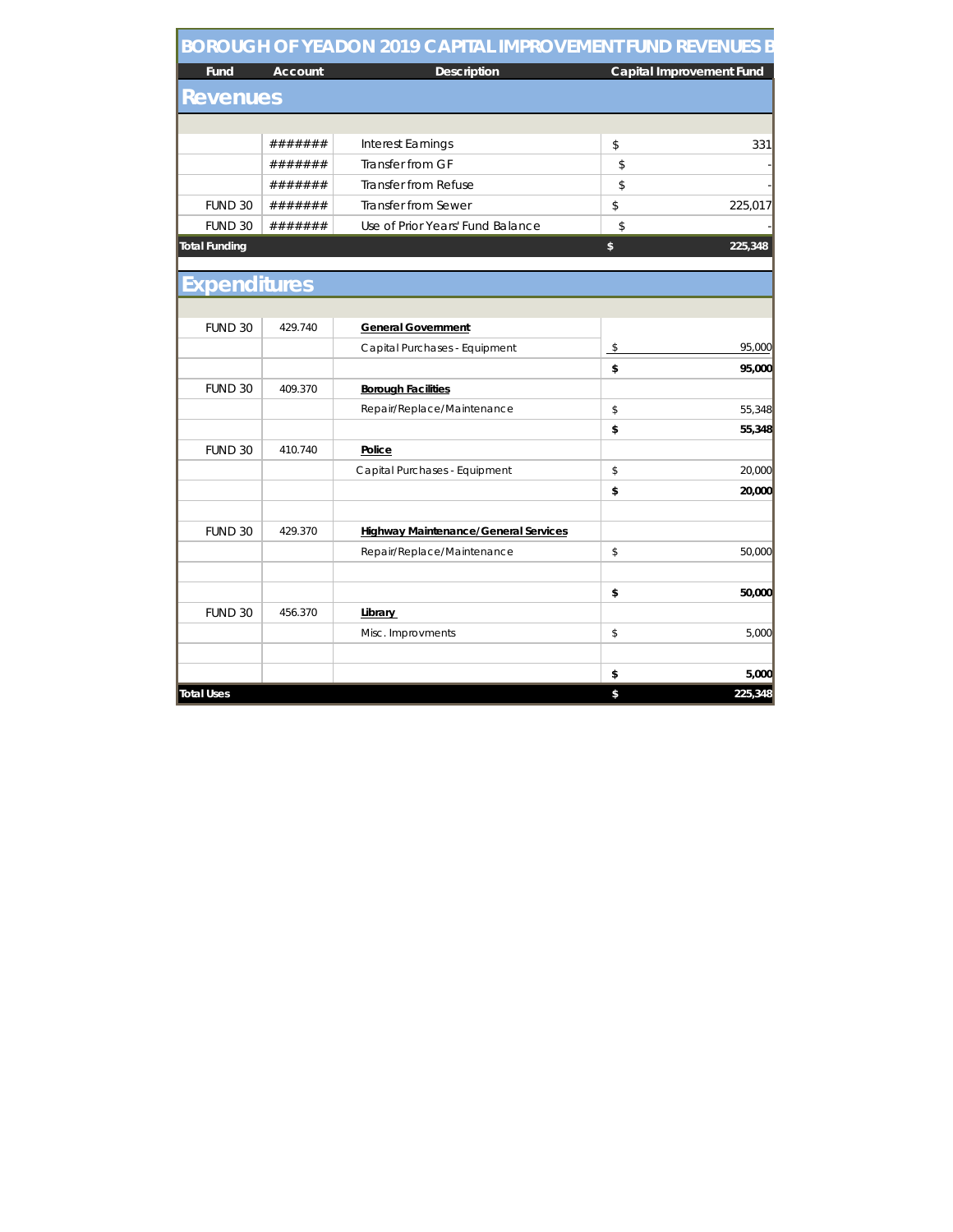# BOROUGH OF YEADON 2019 CAPITAL IMPROVEMENT FUND REVENUES B

| Fund | Account | Description | Capital Improvement Fund |
|---|---|---|---|
| **Revenues** | | | |
| | ####### | Interest Earnings | $ 331 |
| | ####### | Transfer from GF | $ - |
| | ####### | Transfer from Refuse | $ - |
| FUND 30 | ####### | Transfer from Sewer | $ 225,017 |
| FUND 30 | ####### | Use of Prior Years' Fund Balance | $ - |
| **Total Funding** | | | **$ 225,348** |
| **Expenditures** | | | |
| FUND 30 | 429.740 | **General Government** | |
| | | Capital Purchases - Equipment | $ 95,000 |
| | | | **$ 95,000** |
| FUND 30 | 409.370 | **Borough Facilities** | |
| | | Repair/Replace/Maintenance | $ 55,348 |
| | | | **$ 55,348** |
| FUND 30 | 410.740 | **Police** | |
| | | Capital Purchases - Equipment | $ 20,000 |
| | | | **$ 20,000** |
| | | | |
| FUND 30 | 429.370 | **Highway Maintenance/General Services** | |
| | | Repair/Replace/Maintenance | $ 50,000 |
| | | | |
| | | | **$ 50,000** |
| FUND 30 | 456.370 | **Library** | |
| | | Misc. Improvments | $ 5,000 |
| | | | |
| | | | **$ 5,000** |
| **Total Uses** | | | **$ 225,348** |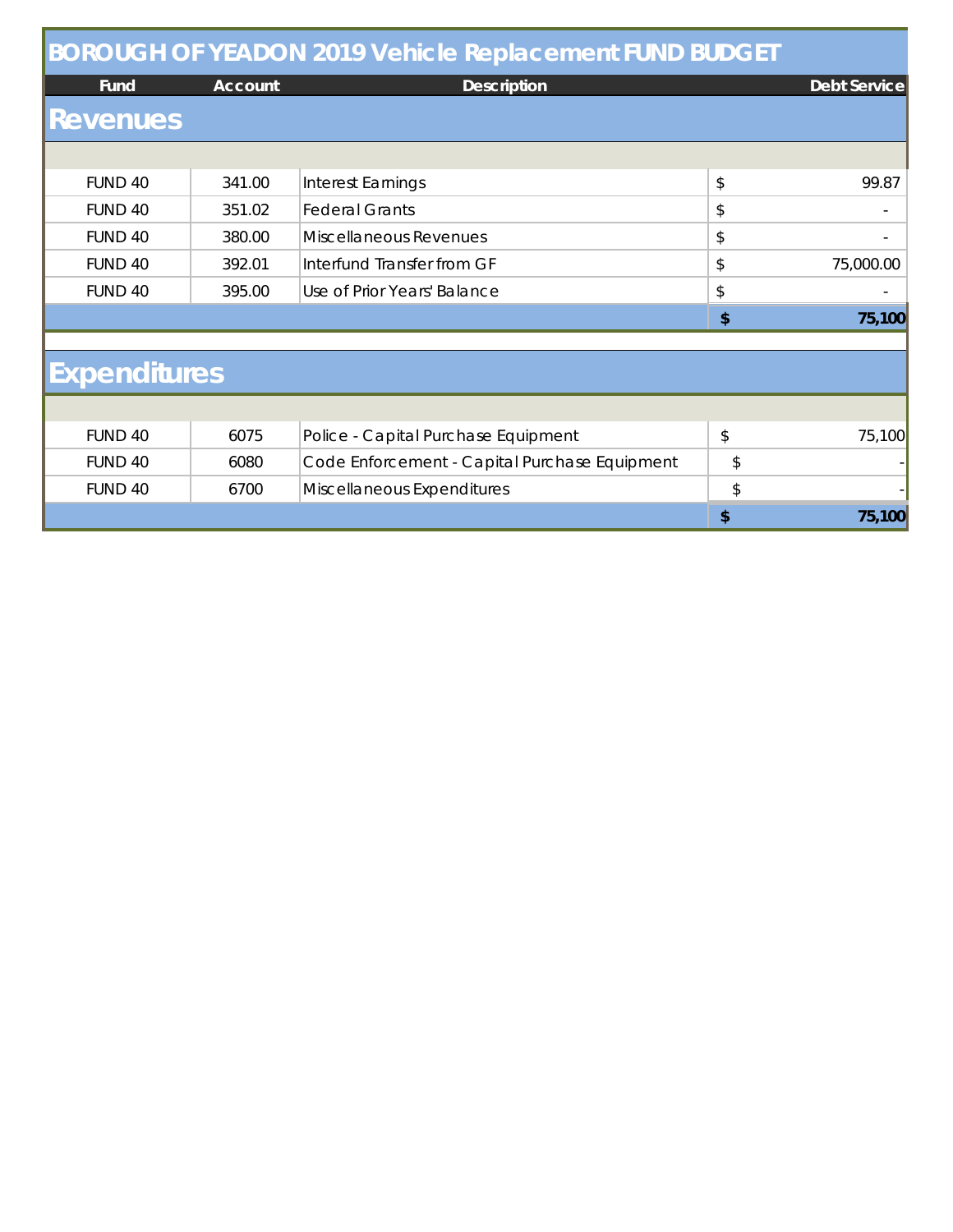# BOROUGH OF YEADON 2019 Vehicle Replacement FUND BUDGET

| Fund | Account | Description | Debt Service |
|---|---|---|---|
| **Revenues** | | | |
| FUND 40 | 341.00 | Interest Earnings | $ 99.87 |
| FUND 40 | 351.02 | Federal Grants | $ - |
| FUND 40 | 380.00 | Miscellaneous Revenues | $ - |
| FUND 40 | 392.01 | Interfund Transfer from GF | $ 75,000.00 |
| FUND 40 | 395.00 | Use of Prior Years' Balance | $ - |
| | | | **$ 75,100** |
| **Expenditures** | | | |
| FUND 40 | 6075 | Police - Capital Purchase Equipment | $ 75,100 |
| FUND 40 | 6080 | Code Enforcement - Capital Purchase Equipment | $ - |
| FUND 40 | 6700 | Miscellaneous Expenditures | $ - |
| | | | **$ 75,100** |